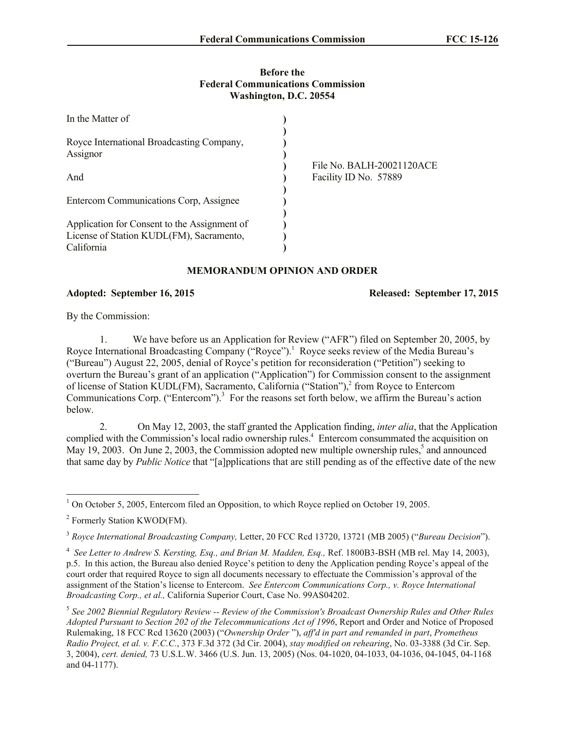**Before the**
**Federal Communications Commission**
**Washington, D.C. 20554**

| | | |
|---|---|---|
| In the Matter of | ) | |
| | ) | |
| Royce International Broadcasting Company, Assignor | ) | |
| | ) | File No. BALH-20021120ACE |
| And | ) | Facility ID No. 57889 |
| | ) | |
| Entercom Communications Corp, Assignee | ) | |
| | ) | |
| Application for Consent to the Assignment of License of Station KUDL(FM), Sacramento, California | ) | |

## MEMORANDUM OPINION AND ORDER

**Adopted: September 16, 2015** **Released: September 17, 2015**

By the Commission:

1. We have before us an Application for Review ("AFR") filed on September 20, 2005, by Royce International Broadcasting Company ("Royce").[1] Royce seeks review of the Media Bureau's ("Bureau") August 22, 2005, denial of Royce's petition for reconsideration ("Petition") seeking to overturn the Bureau's grant of an application ("Application") for Commission consent to the assignment of license of Station KUDL(FM), Sacramento, California ("Station"),[2] from Royce to Entercom Communications Corp. ("Entercom").[3] For the reasons set forth below, we affirm the Bureau's action below.

2. On May 12, 2003, the staff granted the Application finding, *inter alia*, that the Application complied with the Commission's local radio ownership rules.[4] Entercom consummated the acquisition on May 19, 2003. On June 2, 2003, the Commission adopted new multiple ownership rules,[5] and announced that same day by *Public Notice* that "[a]pplications that are still pending as of the effective date of the new

---

[1] On October 5, 2005, Entercom filed an Opposition, to which Royce replied on October 19, 2005.

[2] Formerly Station KWOD(FM).

[3] *Royce International Broadcasting Company,* Letter, 20 FCC Rcd 13720, 13721 (MB 2005) ("*Bureau Decision*").

[4] *See Letter to Andrew S. Kersting, Esq., and Brian M. Madden, Esq.,* Ref. 1800B3-BSH (MB rel. May 14, 2003), p.5. In this action, the Bureau also denied Royce's petition to deny the Application pending Royce's appeal of the court order that required Royce to sign all documents necessary to effectuate the Commission's approval of the assignment of the Station's license to Entercom. *See Entercom Communications Corp., v. Royce International Broadcasting Corp., et al.,* California Superior Court, Case No. 99AS04202.

[5] *See 2002 Biennial Regulatory Review -- Review of the Commission's Broadcast Ownership Rules and Other Rules Adopted Pursuant to Section 202 of the Telecommunications Act of 1996*, Report and Order and Notice of Proposed Rulemaking, 18 FCC Rcd 13620 (2003) ("*Ownership Order* "), *aff'd in part and remanded in part*, *Prometheus Radio Project, et al. v. F.C.C.*, 373 F.3d 372 (3d Cir. 2004), *stay modified on rehearing*, No. 03-3388 (3d Cir. Sep. 3, 2004), *cert. denied,* 73 U.S.L.W. 3466 (U.S. Jun. 13, 2005) (Nos. 04-1020, 04-1033, 04-1036, 04-1045, 04-1168 and 04-1177).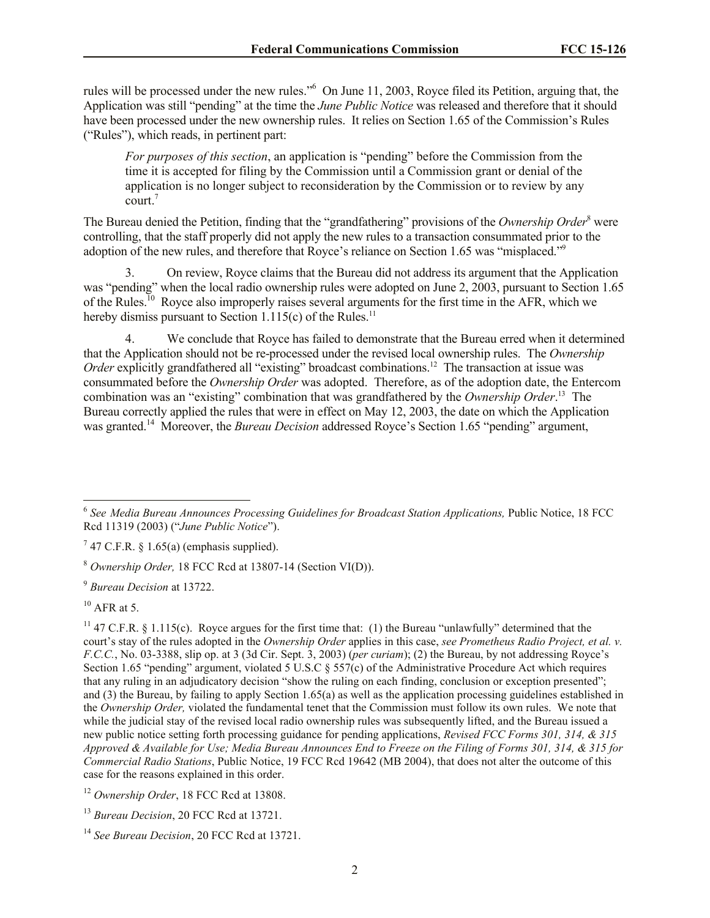rules will be processed under the new rules."[6] On June 11, 2003, Royce filed its Petition, arguing that, the Application was still "pending" at the time the *June Public Notice* was released and therefore that it should have been processed under the new ownership rules. It relies on Section 1.65 of the Commission's Rules ("Rules"), which reads, in pertinent part:

> *For purposes of this section*, an application is "pending" before the Commission from the time it is accepted for filing by the Commission until a Commission grant or denial of the application is no longer subject to reconsideration by the Commission or to review by any court.[7]

The Bureau denied the Petition, finding that the "grandfathering" provisions of the *Ownership Order*[8] were controlling, that the staff properly did not apply the new rules to a transaction consummated prior to the adoption of the new rules, and therefore that Royce's reliance on Section 1.65 was "misplaced."[9]

3. On review, Royce claims that the Bureau did not address its argument that the Application was "pending" when the local radio ownership rules were adopted on June 2, 2003, pursuant to Section 1.65 of the Rules.[10] Royce also improperly raises several arguments for the first time in the AFR, which we hereby dismiss pursuant to Section 1.115(c) of the Rules.[11]

4. We conclude that Royce has failed to demonstrate that the Bureau erred when it determined that the Application should not be re-processed under the revised local ownership rules. The *Ownership Order* explicitly grandfathered all "existing" broadcast combinations.[12] The transaction at issue was consummated before the *Ownership Order* was adopted. Therefore, as of the adoption date, the Entercom combination was an "existing" combination that was grandfathered by the *Ownership Order*.[13] The Bureau correctly applied the rules that were in effect on May 12, 2003, the date on which the Application was granted.[14] Moreover, the *Bureau Decision* addressed Royce's Section 1.65 "pending" argument,

---

[6] *See Media Bureau Announces Processing Guidelines for Broadcast Station Applications,* Public Notice, 18 FCC Rcd 11319 (2003) ("*June Public Notice*").

[7] 47 C.F.R. § 1.65(a) (emphasis supplied).

[8] *Ownership Order,* 18 FCC Rcd at 13807-14 (Section VI(D)).

[9] *Bureau Decision* at 13722.

[10] AFR at 5.

[11] 47 C.F.R. § 1.115(c). Royce argues for the first time that: (1) the Bureau "unlawfully" determined that the court's stay of the rules adopted in the *Ownership Order* applies in this case, *see Prometheus Radio Project, et al. v. F.C.C.*, No. 03-3388, slip op. at 3 (3d Cir. Sept. 3, 2003) (*per curiam*); (2) the Bureau, by not addressing Royce's Section 1.65 "pending" argument, violated 5 U.S.C § 557(c) of the Administrative Procedure Act which requires that any ruling in an adjudicatory decision "show the ruling on each finding, conclusion or exception presented"; and (3) the Bureau, by failing to apply Section 1.65(a) as well as the application processing guidelines established in the *Ownership Order,* violated the fundamental tenet that the Commission must follow its own rules. We note that while the judicial stay of the revised local radio ownership rules was subsequently lifted, and the Bureau issued a new public notice setting forth processing guidance for pending applications, *Revised FCC Forms 301, 314, & 315 Approved & Available for Use; Media Bureau Announces End to Freeze on the Filing of Forms 301, 314, & 315 for Commercial Radio Stations*, Public Notice, 19 FCC Rcd 19642 (MB 2004), that does not alter the outcome of this case for the reasons explained in this order.

[12] *Ownership Order*, 18 FCC Rcd at 13808.

[13] *Bureau Decision*, 20 FCC Rcd at 13721.

[14] *See Bureau Decision*, 20 FCC Rcd at 13721.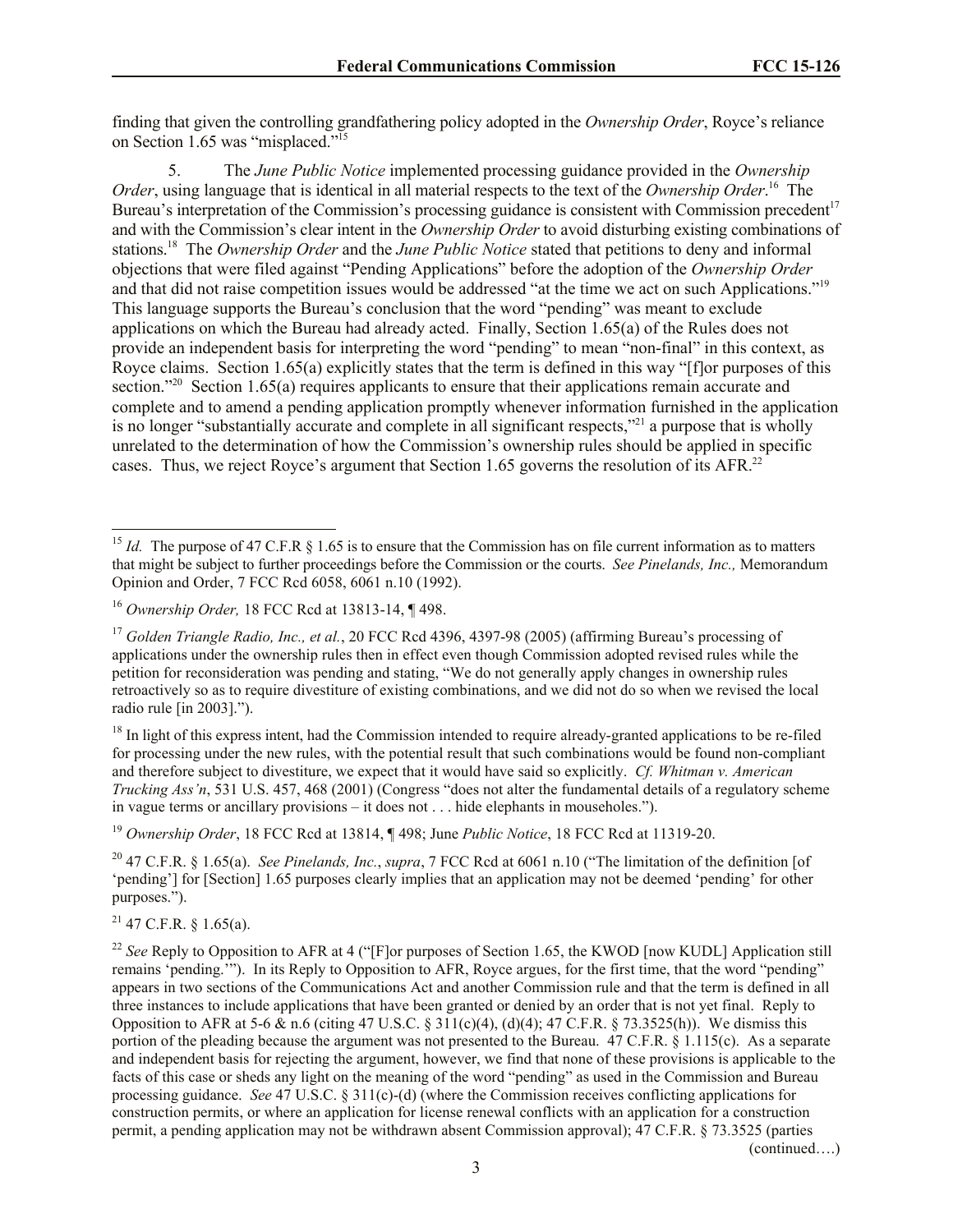finding that given the controlling grandfathering policy adopted in the *Ownership Order*, Royce's reliance on Section 1.65 was "misplaced."[15]

5. The *June Public Notice* implemented processing guidance provided in the *Ownership Order*, using language that is identical in all material respects to the text of the *Ownership Order*.[16] The Bureau's interpretation of the Commission's processing guidance is consistent with Commission precedent[17] and with the Commission's clear intent in the *Ownership Order* to avoid disturbing existing combinations of stations.[18] The *Ownership Order* and the *June Public Notice* stated that petitions to deny and informal objections that were filed against "Pending Applications" before the adoption of the *Ownership Order* and that did not raise competition issues would be addressed "at the time we act on such Applications."[19] This language supports the Bureau's conclusion that the word "pending" was meant to exclude applications on which the Bureau had already acted. Finally, Section 1.65(a) of the Rules does not provide an independent basis for interpreting the word "pending" to mean "non-final" in this context, as Royce claims. Section 1.65(a) explicitly states that the term is defined in this way "[f]or purposes of this section."[20] Section 1.65(a) requires applicants to ensure that their applications remain accurate and complete and to amend a pending application promptly whenever information furnished in the application is no longer "substantially accurate and complete in all significant respects,"[21] a purpose that is wholly unrelated to the determination of how the Commission's ownership rules should be applied in specific cases. Thus, we reject Royce's argument that Section 1.65 governs the resolution of its AFR.[22]

---

[15] *Id.* The purpose of 47 C.F.R § 1.65 is to ensure that the Commission has on file current information as to matters that might be subject to further proceedings before the Commission or the courts. *See Pinelands, Inc.,* Memorandum Opinion and Order, 7 FCC Rcd 6058, 6061 n.10 (1992).

[16] *Ownership Order,* 18 FCC Rcd at 13813-14, ¶ 498.

[17] *Golden Triangle Radio, Inc., et al.*, 20 FCC Rcd 4396, 4397-98 (2005) (affirming Bureau's processing of applications under the ownership rules then in effect even though Commission adopted revised rules while the petition for reconsideration was pending and stating, "We do not generally apply changes in ownership rules retroactively so as to require divestiture of existing combinations, and we did not do so when we revised the local radio rule [in 2003].").

[18] In light of this express intent, had the Commission intended to require already-granted applications to be re-filed for processing under the new rules, with the potential result that such combinations would be found non-compliant and therefore subject to divestiture, we expect that it would have said so explicitly. *Cf. Whitman v. American Trucking Ass'n*, 531 U.S. 457, 468 (2001) (Congress "does not alter the fundamental details of a regulatory scheme in vague terms or ancillary provisions – it does not . . . hide elephants in mouseholes.").

[19] *Ownership Order*, 18 FCC Rcd at 13814, ¶ 498; June *Public Notice*, 18 FCC Rcd at 11319-20.

[20] 47 C.F.R. § 1.65(a). *See Pinelands, Inc.*, *supra*, 7 FCC Rcd at 6061 n.10 ("The limitation of the definition [of 'pending'] for [Section] 1.65 purposes clearly implies that an application may not be deemed 'pending' for other purposes.").

[21] 47 C.F.R. § 1.65(a).

[22] *See* Reply to Opposition to AFR at 4 ("[F]or purposes of Section 1.65, the KWOD [now KUDL] Application still remains 'pending.'"). In its Reply to Opposition to AFR, Royce argues, for the first time, that the word "pending" appears in two sections of the Communications Act and another Commission rule and that the term is defined in all three instances to include applications that have been granted or denied by an order that is not yet final. Reply to Opposition to AFR at 5-6 & n.6 (citing 47 U.S.C. § 311(c)(4), (d)(4); 47 C.F.R. § 73.3525(h)). We dismiss this portion of the pleading because the argument was not presented to the Bureau. 47 C.F.R. § 1.115(c). As a separate and independent basis for rejecting the argument, however, we find that none of these provisions is applicable to the facts of this case or sheds any light on the meaning of the word "pending" as used in the Commission and Bureau processing guidance. *See* 47 U.S.C. § 311(c)-(d) (where the Commission receives conflicting applications for construction permits, or where an application for license renewal conflicts with an application for a construction permit, a pending application may not be withdrawn absent Commission approval); 47 C.F.R. § 73.3525 (parties

(continued….)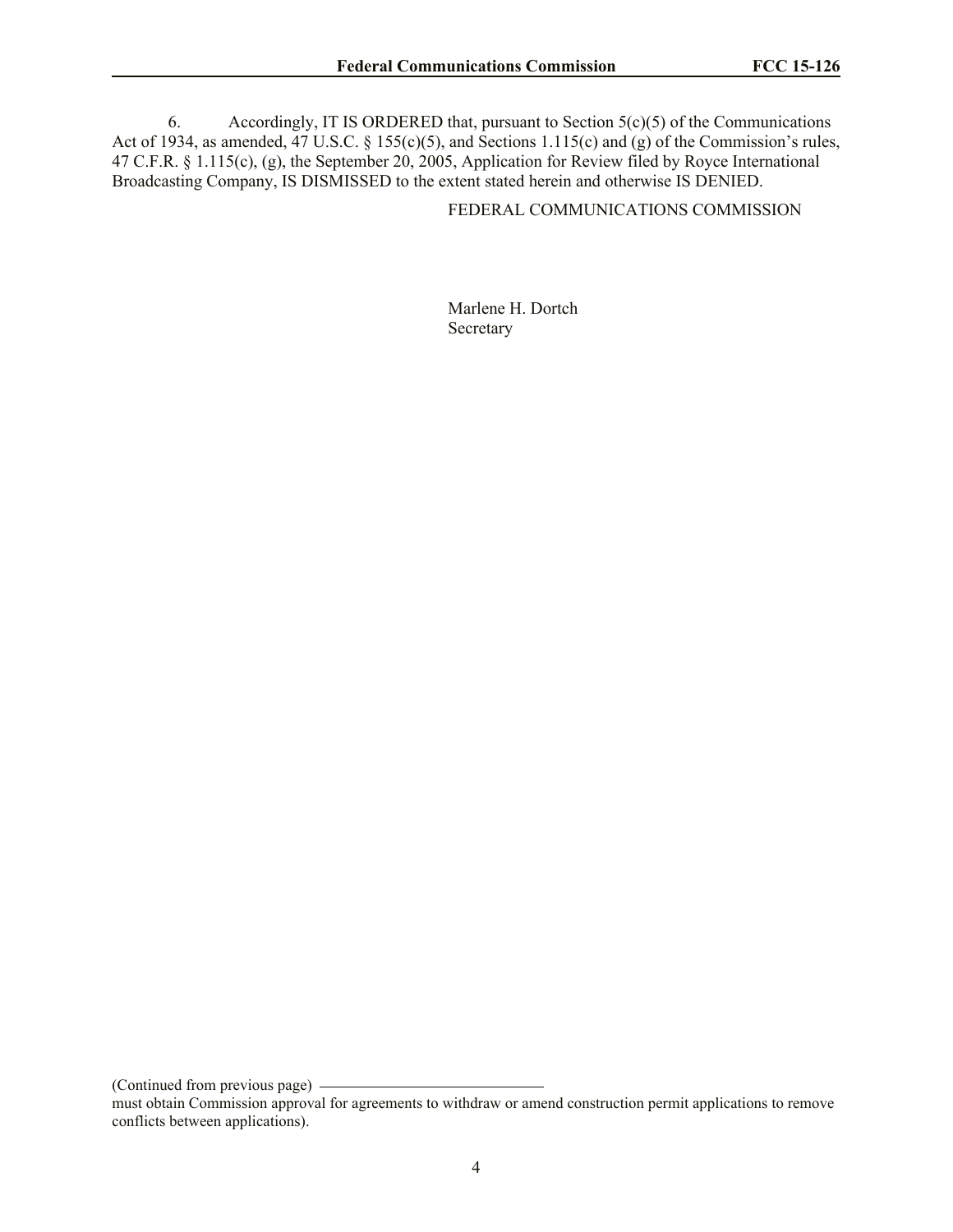6. Accordingly, IT IS ORDERED that, pursuant to Section 5(c)(5) of the Communications Act of 1934, as amended, 47 U.S.C. § 155(c)(5), and Sections 1.115(c) and (g) of the Commission's rules, 47 C.F.R. § 1.115(c), (g), the September 20, 2005, Application for Review filed by Royce International Broadcasting Company, IS DISMISSED to the extent stated herein and otherwise IS DENIED.

FEDERAL COMMUNICATIONS COMMISSION

Marlene H. Dortch
Secretary

(Continued from previous page)

must obtain Commission approval for agreements to withdraw or amend construction permit applications to remove conflicts between applications).